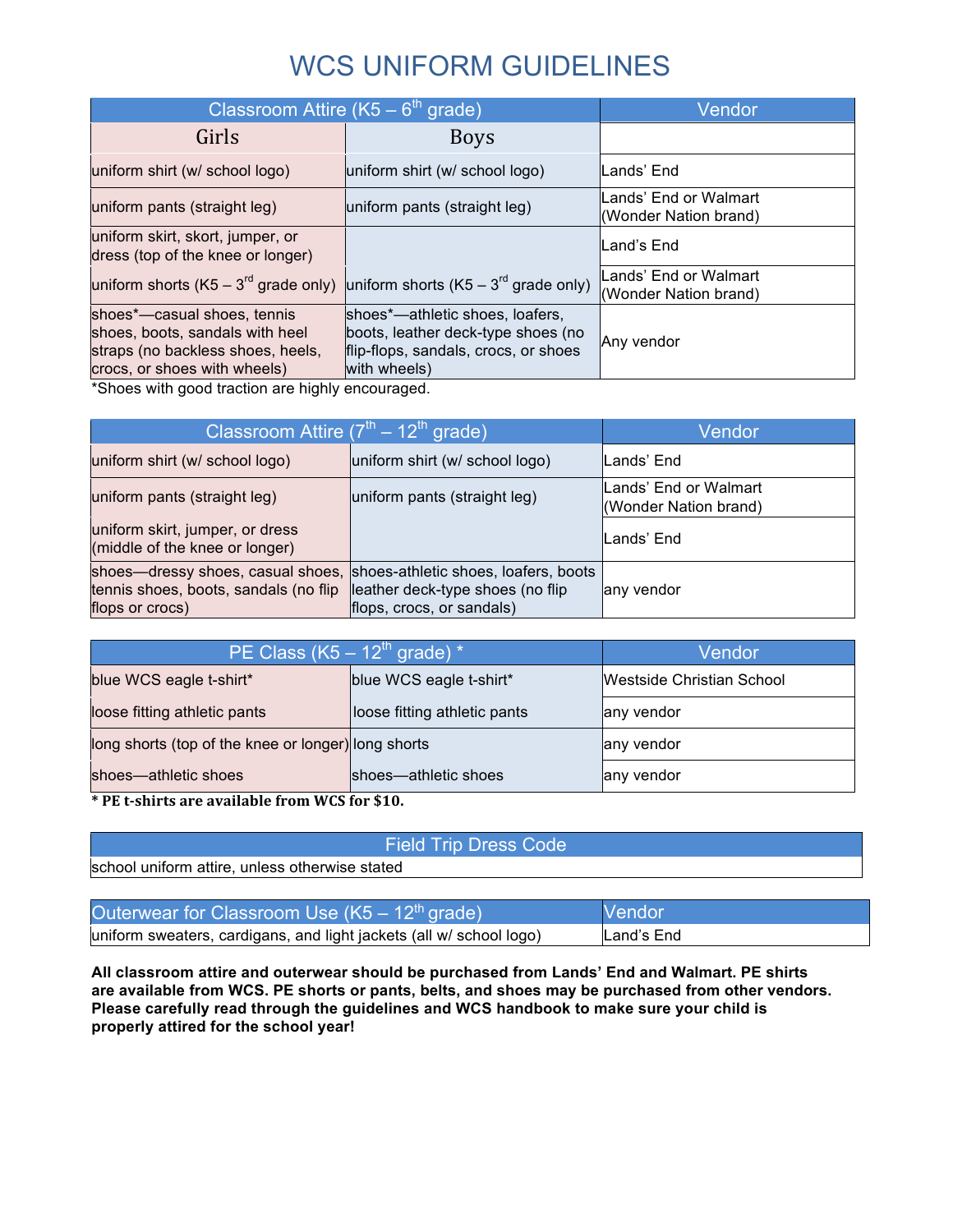# WCS UNIFORM GUIDELINES

| Classroom Attire (K5 – 6th grade) | | Vendor |
|---|---|---|
| Girls | Boys | |
| uniform shirt (w/ school logo) | uniform shirt (w/ school logo) | Lands' End |
| uniform pants (straight leg) | uniform pants (straight leg) | Lands' End or Walmart (Wonder Nation brand) |
| uniform skirt, skort, jumper, or dress (top of the knee or longer) | | Land's End |
| uniform shorts (K5 – 3rd grade only) | uniform shorts (K5 – 3rd grade only) | Lands' End or Walmart (Wonder Nation brand) |
| shoes*—casual shoes, tennis shoes, boots, sandals with heel straps (no backless shoes, heels, crocs, or shoes with wheels) | shoes*—athletic shoes, loafers, boots, leather deck-type shoes (no flip-flops, sandals, crocs, or shoes with wheels) | Any vendor |

*Shoes with good traction are highly encouraged.

| Classroom Attire (7th – 12th grade) | | Vendor |
|---|---|---|
| uniform shirt (w/ school logo) | uniform shirt (w/ school logo) | Lands' End |
| uniform pants (straight leg) | uniform pants (straight leg) | Lands' End or Walmart (Wonder Nation brand) |
| uniform skirt, jumper, or dress (middle of the knee or longer) | | Lands' End |
| shoes—dressy shoes, casual shoes, tennis shoes, boots, sandals (no flip flops or crocs) | shoes-athletic shoes, loafers, boots leather deck-type shoes (no flip flops, crocs, or sandals) | any vendor |

| PE Class (K5 – 12th grade) * | | Vendor |
|---|---|---|
| blue WCS eagle t-shirt* | blue WCS eagle t-shirt* | Westside Christian School |
| loose fitting athletic pants | loose fitting athletic pants | any vendor |
| long shorts (top of the knee or longer) | long shorts | any vendor |
| shoes—athletic shoes | shoes—athletic shoes | any vendor |

**\* PE t-shirts are available from WCS for $10.**

| Field Trip Dress Code |
|---|
| school uniform attire, unless otherwise stated |

| Outerwear for Classroom Use (K5 – 12th grade) | Vendor |
|---|---|
| uniform sweaters, cardigans, and light jackets (all w/ school logo) | Land's End |

**All classroom attire and outerwear should be purchased from Lands' End and Walmart. PE shirts are available from WCS. PE shorts or pants, belts, and shoes may be purchased from other vendors. Please carefully read through the guidelines and WCS handbook to make sure your child is properly attired for the school year!**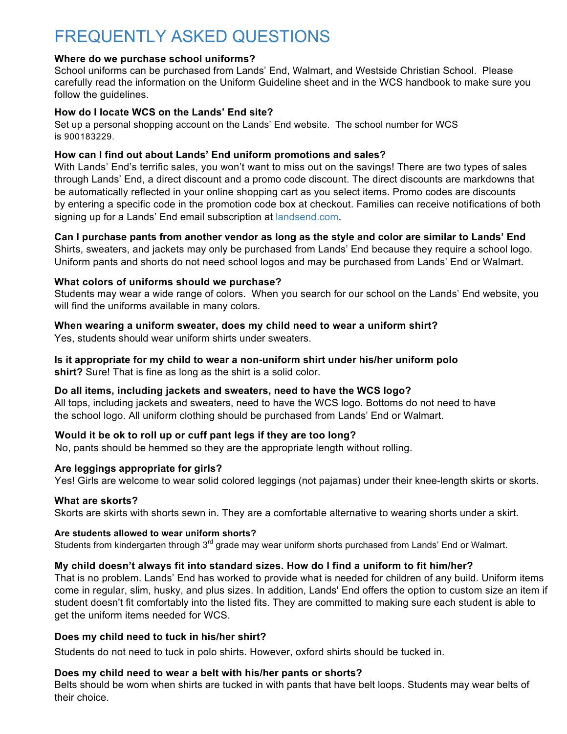// FREQUENTLY ASKED QUESTIONS

**Where do we purchase school uniforms?**
School uniforms can be purchased from Lands' End, Walmart, and Westside Christian School. Please carefully read the information on the Uniform Guideline sheet and in the WCS handbook to make sure you follow the guidelines.

**How do I locate WCS on the Lands' End site?**
Set up a personal shopping account on the Lands' End website. The school number for WCS is 900183229.

**How can I find out about Lands' End uniform promotions and sales?**
With Lands' End's terrific sales, you won't want to miss out on the savings! There are two types of sales through Lands' End, a direct discount and a promo code discount. The direct discounts are markdowns that be automatically reflected in your online shopping cart as you select items. Promo codes are discounts by entering a specific code in the promotion code box at checkout. Families can receive notifications of both signing up for a Lands' End email subscription at landsend.com.

**Can I purchase pants from another vendor as long as the style and color are similar to Lands' End**
Shirts, sweaters, and jackets may only be purchased from Lands' End because they require a school logo. Uniform pants and shorts do not need school logos and may be purchased from Lands' End or Walmart.

**What colors of uniforms should we purchase?**
Students may wear a wide range of colors. When you search for our school on the Lands' End website, you will find the uniforms available in many colors.

**When wearing a uniform sweater, does my child need to wear a uniform shirt?**
Yes, students should wear uniform shirts under sweaters.

**Is it appropriate for my child to wear a non-uniform shirt under his/her uniform polo shirt?** Sure! That is fine as long as the shirt is a solid color.

**Do all items, including jackets and sweaters, need to have the WCS logo?**
All tops, including jackets and sweaters, need to have the WCS logo. Bottoms do not need to have the school logo. All uniform clothing should be purchased from Lands' End or Walmart.

**Would it be ok to roll up or cuff pant legs if they are too long?**
No, pants should be hemmed so they are the appropriate length without rolling.

**Are leggings appropriate for girls?**
Yes! Girls are welcome to wear solid colored leggings (not pajamas) under their knee-length skirts or skorts.

**What are skorts?**
Skorts are skirts with shorts sewn in. They are a comfortable alternative to wearing shorts under a skirt.

**Are students allowed to wear uniform shorts?**
Students from kindergarten through 3rd grade may wear uniform shorts purchased from Lands' End or Walmart.

**My child doesn't always fit into standard sizes. How do I find a uniform to fit him/her?**
That is no problem. Lands' End has worked to provide what is needed for children of any build. Uniform items come in regular, slim, husky, and plus sizes. In addition, Lands' End offers the option to custom size an item if student doesn't fit comfortably into the listed fits. They are committed to making sure each student is able to get the uniform items needed for WCS.

**Does my child need to tuck in his/her shirt?**
Students do not need to tuck in polo shirts. However, oxford shirts should be tucked in.

**Does my child need to wear a belt with his/her pants or shorts?**
Belts should be worn when shirts are tucked in with pants that have belt loops. Students may wear belts of their choice.